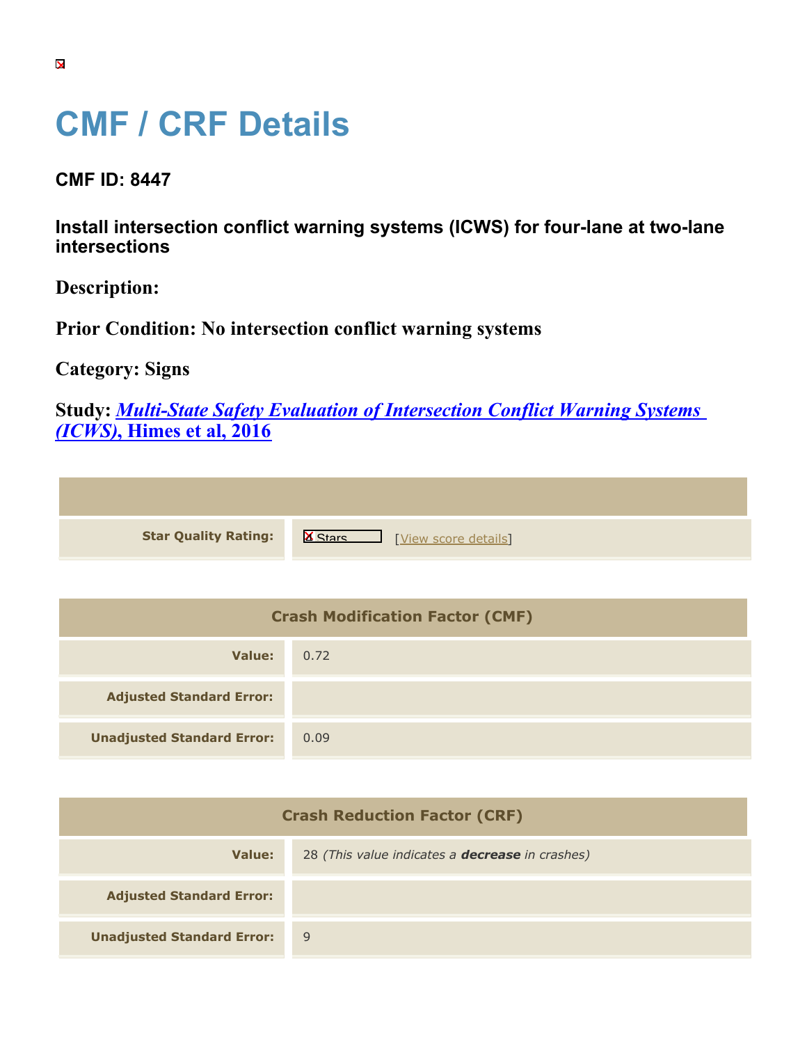# CMF / CRF Details

**CMF ID: 8447**

**Install intersection conflict warning systems (ICWS) for four-lane at two-lane intersections**

**Description:**

**Prior Condition: No intersection conflict warning systems**

**Category: Signs**

**Study: *Multi-State Safety Evaluation of Intersection Conflict Warning Systems (ICWS)*, Himes et al, 2016**

| | |
|---|---|
| **Star Quality Rating:** | 4 Stars [View score details] |

| Crash Modification Factor (CMF) | |
|---|---|
| **Value:** | 0.72 |
| **Adjusted Standard Error:** | |
| **Unadjusted Standard Error:** | 0.09 |

| Crash Reduction Factor (CRF) | |
|---|---|
| **Value:** | 28 *(This value indicates a **decrease** in crashes)* |
| **Adjusted Standard Error:** | |
| **Unadjusted Standard Error:** | 9 |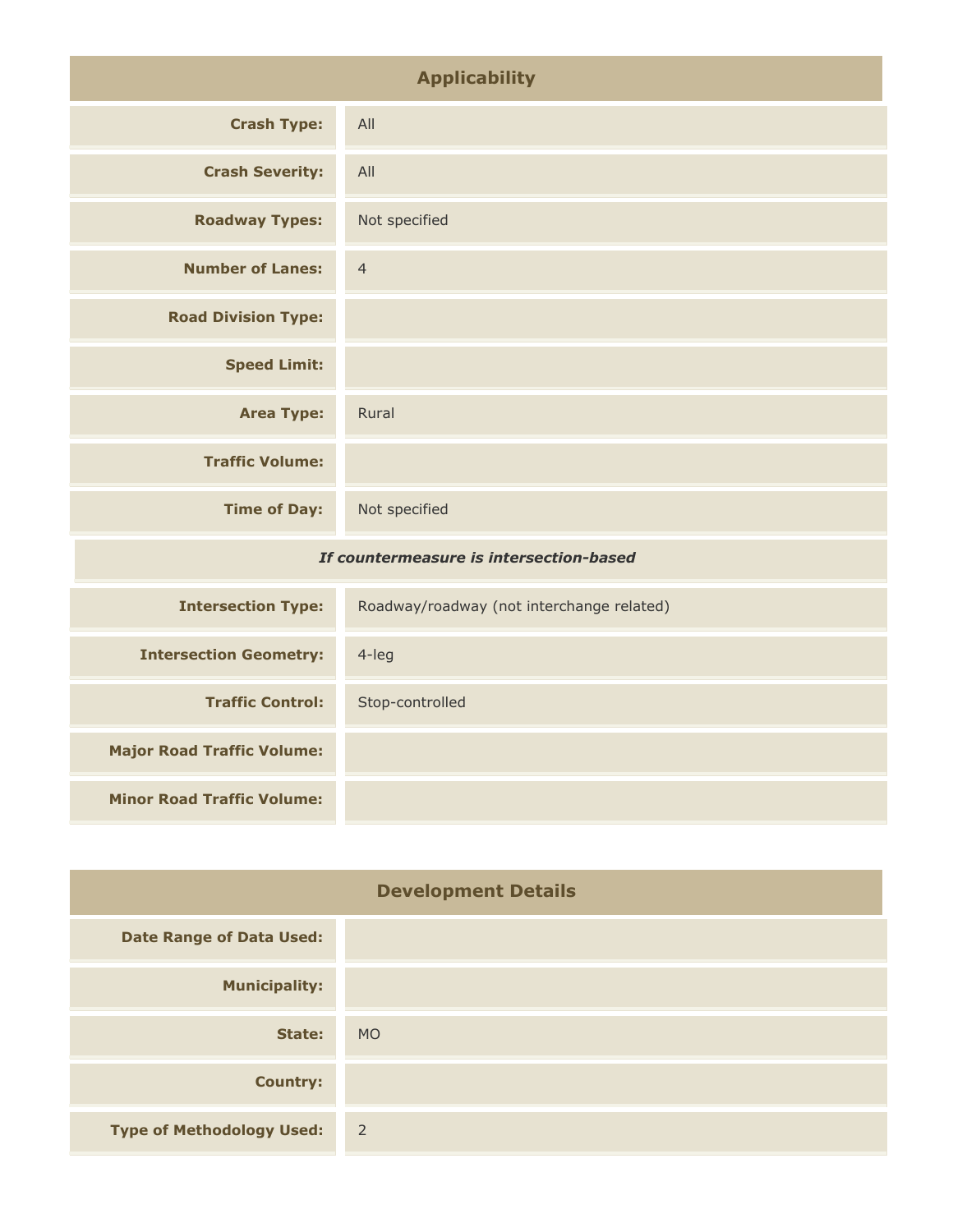## Applicability

| | |
|---|---|
| **Crash Type:** | All |
| **Crash Severity:** | All |
| **Roadway Types:** | Not specified |
| **Number of Lanes:** | 4 |
| **Road Division Type:** | |
| **Speed Limit:** | |
| **Area Type:** | Rural |
| **Traffic Volume:** | |
| **Time of Day:** | Not specified |
| ***If countermeasure is intersection-based*** | |
| **Intersection Type:** | Roadway/roadway (not interchange related) |
| **Intersection Geometry:** | 4-leg |
| **Traffic Control:** | Stop-controlled |
| **Major Road Traffic Volume:** | |
| **Minor Road Traffic Volume:** | |

## Development Details

| | |
|---|---|
| **Date Range of Data Used:** | |
| **Municipality:** | |
| **State:** | MO |
| **Country:** | |
| **Type of Methodology Used:** | 2 |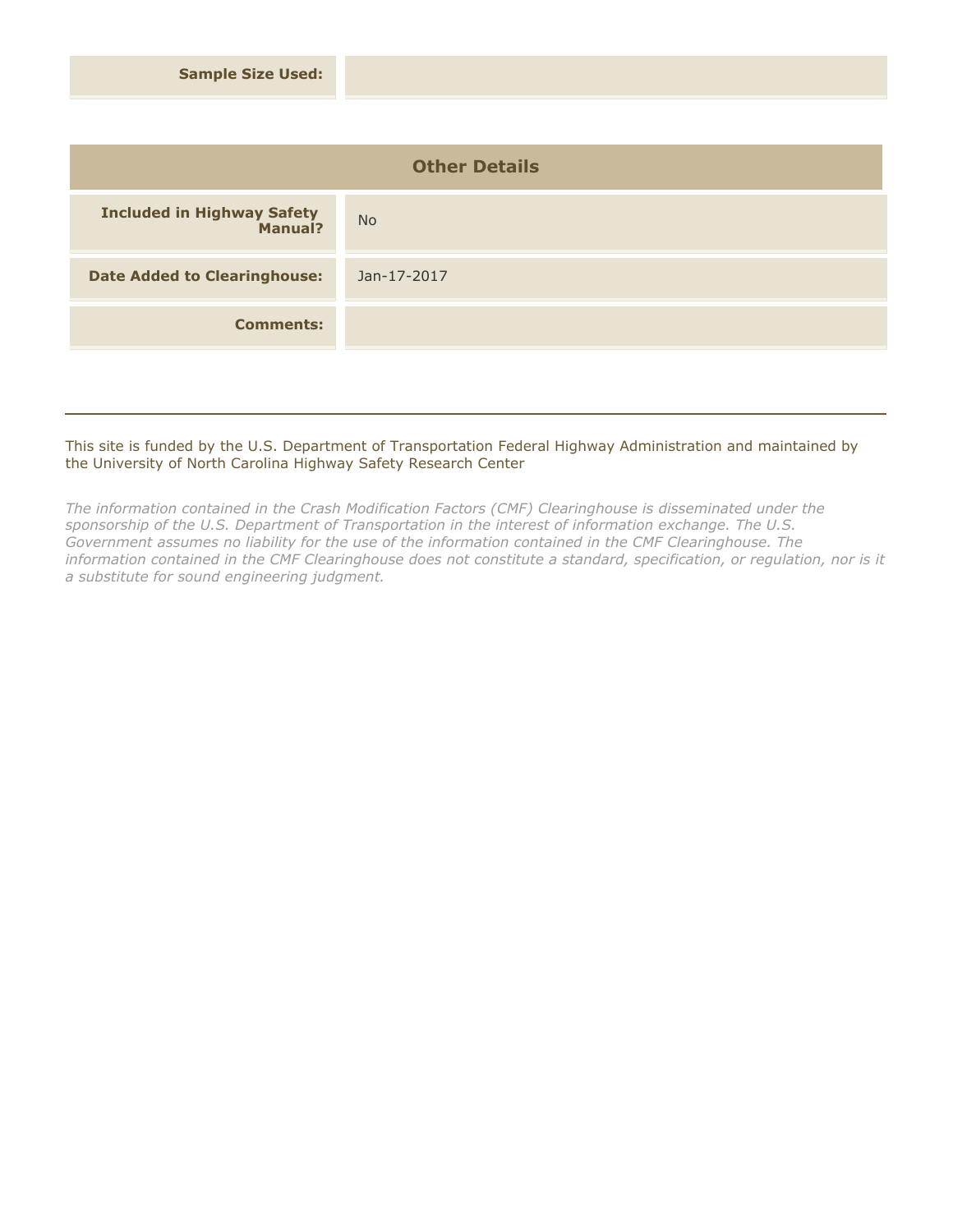| | |
|---|---|
| **Sample Size Used:** | |

## Other Details

| | |
|---|---|
| **Included in Highway Safety Manual?** | No |
| **Date Added to Clearinghouse:** | Jan-17-2017 |
| **Comments:** | |

---

This site is funded by the U.S. Department of Transportation Federal Highway Administration and maintained by the University of North Carolina Highway Safety Research Center

*The information contained in the Crash Modification Factors (CMF) Clearinghouse is disseminated under the sponsorship of the U.S. Department of Transportation in the interest of information exchange. The U.S. Government assumes no liability for the use of the information contained in the CMF Clearinghouse. The information contained in the CMF Clearinghouse does not constitute a standard, specification, or regulation, nor is it a substitute for sound engineering judgment.*